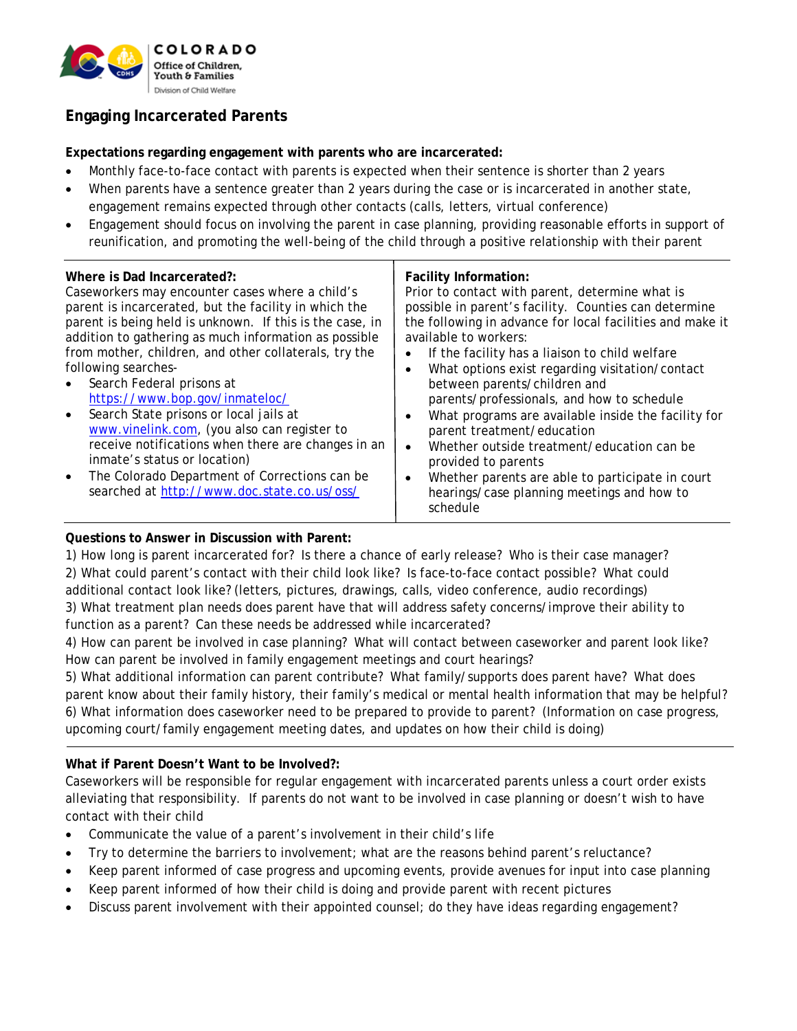COLORADO
Office of Children, Youth & Families
Division of Child Welfare

# Engaging Incarcerated Parents

**Expectations regarding engagement with parents who are incarcerated:**

- Monthly face-to-face contact with parents is expected when their sentence is shorter than 2 years
- When parents have a sentence greater than 2 years during the case or is incarcerated in another state, engagement remains expected through other contacts (calls, letters, virtual conference)
- Engagement should focus on involving the parent in case planning, providing reasonable efforts in support of reunification, and promoting the well-being of the child through a positive relationship with their parent

**Where is Dad Incarcerated?:**

Caseworkers may encounter cases where a child's parent is incarcerated, but the facility in which the parent is being held is unknown. If this is the case, in addition to gathering as much information as possible from mother, children, and other collaterals, try the following searches-

- Search Federal prisons at [https://www.bop.gov/inmateloc/](https://www.bop.gov/inmateloc/)
- Search State prisons or local jails at [www.vinelink.com](http://www.vinelink.com), (you also can register to receive notifications when there are changes in an inmate's status or location)
- The Colorado Department of Corrections can be searched at [http://www.doc.state.co.us/oss/](http://www.doc.state.co.us/oss/)

**Facility Information:**

Prior to contact with parent, determine what is possible in parent's facility. Counties can determine the following in advance for local facilities and make it available to workers:

- If the facility has a liaison to child welfare
- What options exist regarding visitation/contact between parents/children and parents/professionals, and how to schedule
- What programs are available inside the facility for parent treatment/education
- Whether outside treatment/education can be provided to parents
- Whether parents are able to participate in court hearings/case planning meetings and how to schedule

**Questions to Answer in Discussion with Parent:**

1) How long is parent incarcerated for? Is there a chance of early release? Who is their case manager?
2) What could parent's contact with their child look like? Is face-to-face contact possible? What could additional contact look like? (letters, pictures, drawings, calls, video conference, audio recordings)
3) What treatment plan needs does parent have that will address safety concerns/improve their ability to function as a parent? Can these needs be addressed while incarcerated?
4) How can parent be involved in case planning? What will contact between caseworker and parent look like? How can parent be involved in family engagement meetings and court hearings?
5) What additional information can parent contribute? What family/supports does parent have? What does parent know about their family history, their family's medical or mental health information that may be helpful?
6) What information does caseworker need to be prepared to provide to parent? (Information on case progress, upcoming court/family engagement meeting dates, and updates on how their child is doing)

**What if Parent Doesn't Want to be Involved?:**

Caseworkers will be responsible for regular engagement with incarcerated parents unless a court order exists alleviating that responsibility. If parents do not want to be involved in case planning or doesn't wish to have contact with their child

- Communicate the value of a parent's involvement in their child's life
- Try to determine the barriers to involvement; what are the reasons behind parent's reluctance?
- Keep parent informed of case progress and upcoming events, provide avenues for input into case planning
- Keep parent informed of how their child is doing and provide parent with recent pictures
- Discuss parent involvement with their appointed counsel; do they have ideas regarding engagement?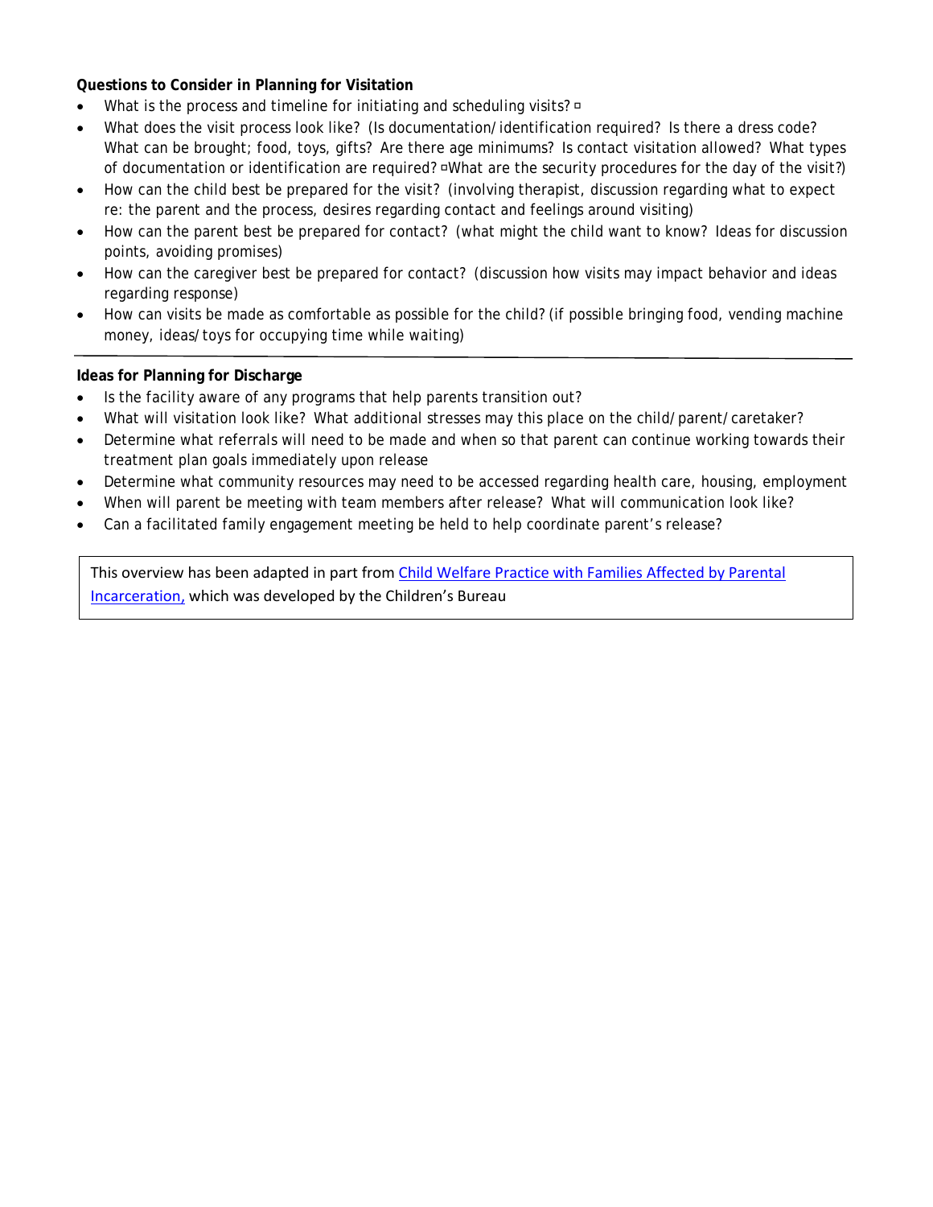**Questions to Consider in Planning for Visitation**

- What is the process and timeline for initiating and scheduling visits? ▫
- What does the visit process look like? (Is documentation/identification required? Is there a dress code? What can be brought; food, toys, gifts? Are there age minimums? Is contact visitation allowed? What types of documentation or identification are required? ▫What are the security procedures for the day of the visit?)
- How can the child best be prepared for the visit? (involving therapist, discussion regarding what to expect re: the parent and the process, desires regarding contact and feelings around visiting)
- How can the parent best be prepared for contact? (what might the child want to know? Ideas for discussion points, avoiding promises)
- How can the caregiver best be prepared for contact? (discussion how visits may impact behavior and ideas regarding response)
- How can visits be made as comfortable as possible for the child? (if possible bringing food, vending machine money, ideas/toys for occupying time while waiting)

---

**Ideas for Planning for Discharge**

- Is the facility aware of any programs that help parents transition out?
- What will visitation look like? What additional stresses may this place on the child/parent/caretaker?
- Determine what referrals will need to be made and when so that parent can continue working towards their treatment plan goals immediately upon release
- Determine what community resources may need to be accessed regarding health care, housing, employment
- When will parent be meeting with team members after release? What will communication look like?
- Can a facilitated family engagement meeting be held to help coordinate parent's release?

This overview has been adapted in part from Child Welfare Practice with Families Affected by Parental Incarceration, which was developed by the Children's Bureau